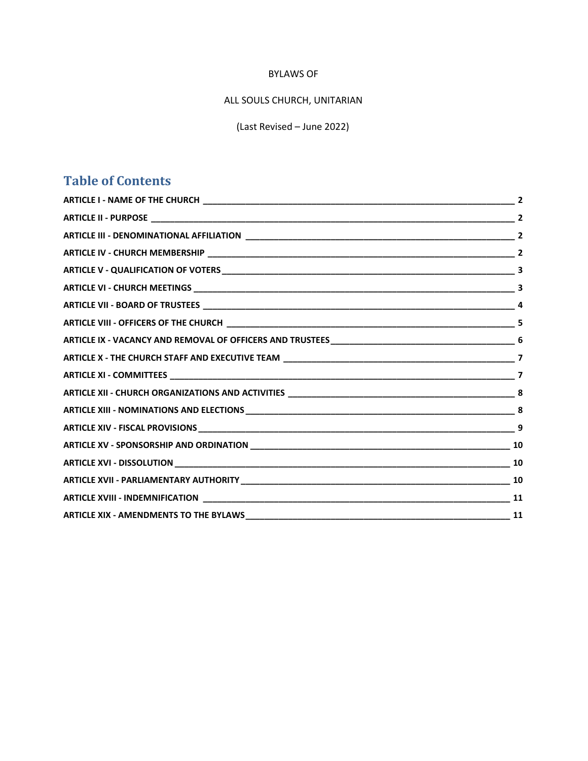BYLAWS OF

ALL SOULS CHURCH, UNITARIAN

(Last Revised – June 2022)

## Table of Contents

**ARTICLE I - NAME OF THE CHURCH** 2

**ARTICLE II - PURPOSE** 2

**ARTICLE III - DENOMINATIONAL AFFILIATION** 2

**ARTICLE IV - CHURCH MEMBERSHIP** 2

**ARTICLE V - QUALIFICATION OF VOTERS** 3

**ARTICLE VI - CHURCH MEETINGS** 3

**ARTICLE VII - BOARD OF TRUSTEES** 4

**ARTICLE VIII - OFFICERS OF THE CHURCH** 5

**ARTICLE IX - VACANCY AND REMOVAL OF OFFICERS AND TRUSTEES** 6

**ARTICLE X - THE CHURCH STAFF AND EXECUTIVE TEAM** 7

**ARTICLE XI - COMMITTEES** 7

**ARTICLE XII - CHURCH ORGANIZATIONS AND ACTIVITIES** 8

**ARTICLE XIII - NOMINATIONS AND ELECTIONS** 8

**ARTICLE XIV - FISCAL PROVISIONS** 9

**ARTICLE XV - SPONSORSHIP AND ORDINATION** 10

**ARTICLE XVI - DISSOLUTION** 10

**ARTICLE XVII - PARLIAMENTARY AUTHORITY** 10

**ARTICLE XVIII - INDEMNIFICATION** 11

**ARTICLE XIX - AMENDMENTS TO THE BYLAWS** 11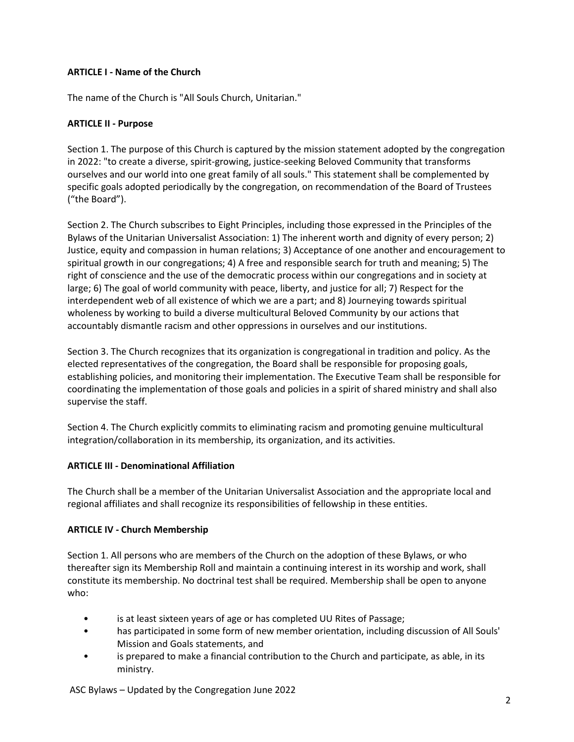**ARTICLE I - Name of the Church**

The name of the Church is "All Souls Church, Unitarian."

**ARTICLE II - Purpose**

Section 1. The purpose of this Church is captured by the mission statement adopted by the congregation in 2022: "to create a diverse, spirit-growing, justice-seeking Beloved Community that transforms ourselves and our world into one great family of all souls." This statement shall be complemented by specific goals adopted periodically by the congregation, on recommendation of the Board of Trustees ("the Board").

Section 2. The Church subscribes to Eight Principles, including those expressed in the Principles of the Bylaws of the Unitarian Universalist Association: 1) The inherent worth and dignity of every person; 2) Justice, equity and compassion in human relations; 3) Acceptance of one another and encouragement to spiritual growth in our congregations; 4) A free and responsible search for truth and meaning; 5) The right of conscience and the use of the democratic process within our congregations and in society at large; 6) The goal of world community with peace, liberty, and justice for all; 7) Respect for the interdependent web of all existence of which we are a part; and 8) Journeying towards spiritual wholeness by working to build a diverse multicultural Beloved Community by our actions that accountably dismantle racism and other oppressions in ourselves and our institutions.

Section 3. The Church recognizes that its organization is congregational in tradition and policy. As the elected representatives of the congregation, the Board shall be responsible for proposing goals, establishing policies, and monitoring their implementation. The Executive Team shall be responsible for coordinating the implementation of those goals and policies in a spirit of shared ministry and shall also supervise the staff.

Section 4. The Church explicitly commits to eliminating racism and promoting genuine multicultural integration/collaboration in its membership, its organization, and its activities.

**ARTICLE III - Denominational Affiliation**

The Church shall be a member of the Unitarian Universalist Association and the appropriate local and regional affiliates and shall recognize its responsibilities of fellowship in these entities.

**ARTICLE IV - Church Membership**

Section 1. All persons who are members of the Church on the adoption of these Bylaws, or who thereafter sign its Membership Roll and maintain a continuing interest in its worship and work, shall constitute its membership. No doctrinal test shall be required. Membership shall be open to anyone who:

- is at least sixteen years of age or has completed UU Rites of Passage;
- has participated in some form of new member orientation, including discussion of All Souls' Mission and Goals statements, and
- is prepared to make a financial contribution to the Church and participate, as able, in its ministry.

ASC Bylaws – Updated by the Congregation June 2022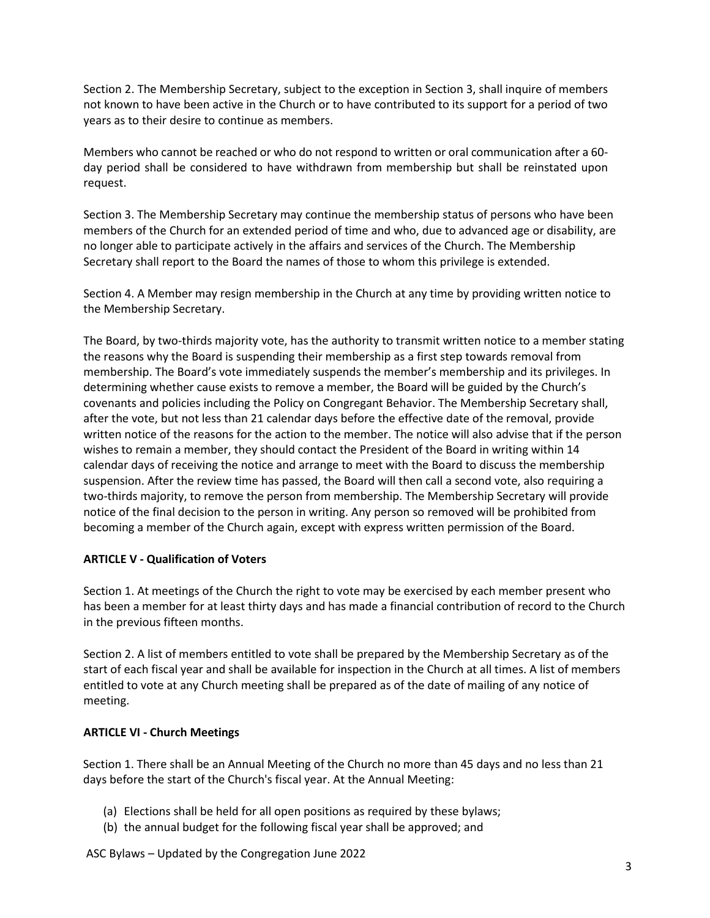Section 2. The Membership Secretary, subject to the exception in Section 3, shall inquire of members not known to have been active in the Church or to have contributed to its support for a period of two years as to their desire to continue as members.

Members who cannot be reached or who do not respond to written or oral communication after a 60-day period shall be considered to have withdrawn from membership but shall be reinstated upon request.

Section 3. The Membership Secretary may continue the membership status of persons who have been members of the Church for an extended period of time and who, due to advanced age or disability, are no longer able to participate actively in the affairs and services of the Church. The Membership Secretary shall report to the Board the names of those to whom this privilege is extended.

Section 4. A Member may resign membership in the Church at any time by providing written notice to the Membership Secretary.

The Board, by two-thirds majority vote, has the authority to transmit written notice to a member stating the reasons why the Board is suspending their membership as a first step towards removal from membership. The Board's vote immediately suspends the member's membership and its privileges. In determining whether cause exists to remove a member, the Board will be guided by the Church's covenants and policies including the Policy on Congregant Behavior. The Membership Secretary shall, after the vote, but not less than 21 calendar days before the effective date of the removal, provide written notice of the reasons for the action to the member. The notice will also advise that if the person wishes to remain a member, they should contact the President of the Board in writing within 14 calendar days of receiving the notice and arrange to meet with the Board to discuss the membership suspension. After the review time has passed, the Board will then call a second vote, also requiring a two-thirds majority, to remove the person from membership. The Membership Secretary will provide notice of the final decision to the person in writing. Any person so removed will be prohibited from becoming a member of the Church again, except with express written permission of the Board.

**ARTICLE V - Qualification of Voters**

Section 1. At meetings of the Church the right to vote may be exercised by each member present who has been a member for at least thirty days and has made a financial contribution of record to the Church in the previous fifteen months.

Section 2. A list of members entitled to vote shall be prepared by the Membership Secretary as of the start of each fiscal year and shall be available for inspection in the Church at all times. A list of members entitled to vote at any Church meeting shall be prepared as of the date of mailing of any notice of meeting.

**ARTICLE VI - Church Meetings**

Section 1. There shall be an Annual Meeting of the Church no more than 45 days and no less than 21 days before the start of the Church's fiscal year. At the Annual Meeting:

(a) Elections shall be held for all open positions as required by these bylaws;
(b) the annual budget for the following fiscal year shall be approved; and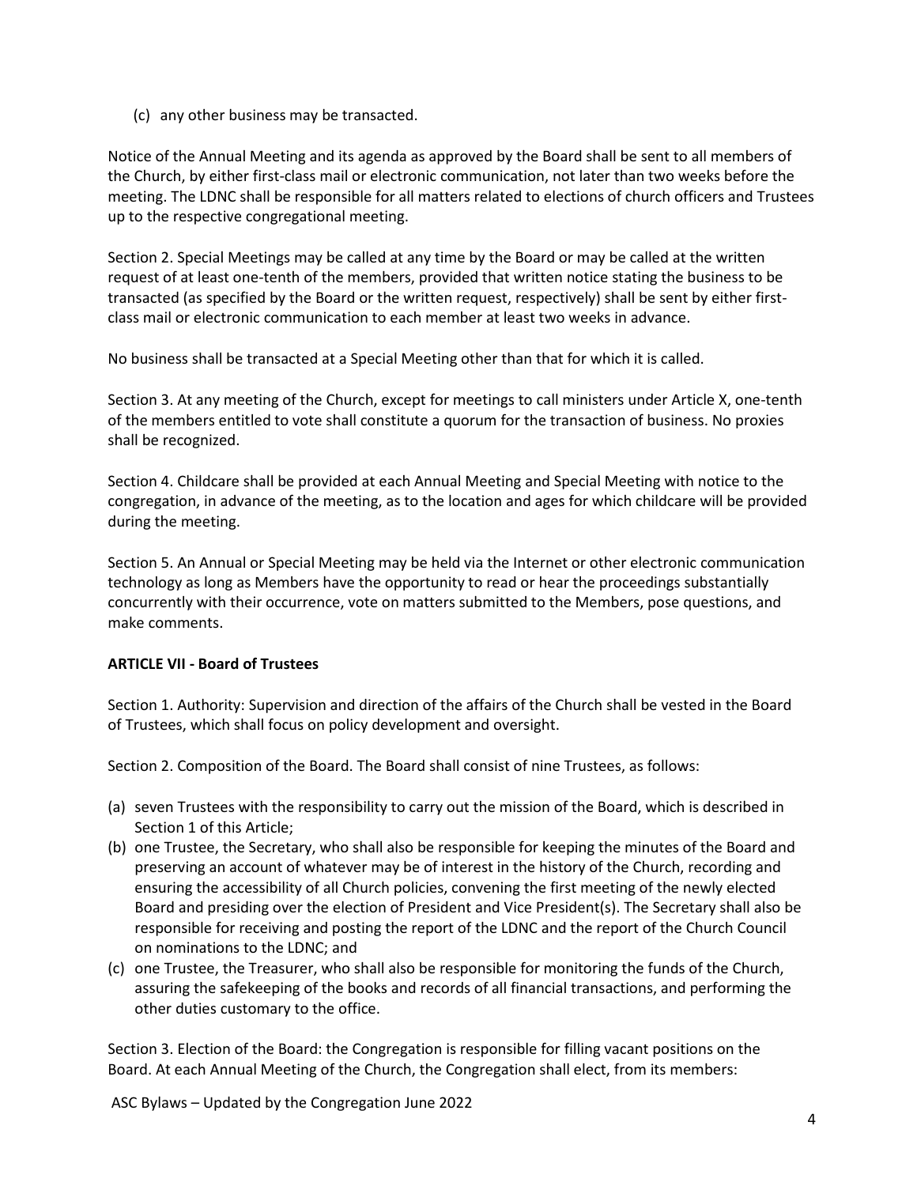(c) any other business may be transacted.

Notice of the Annual Meeting and its agenda as approved by the Board shall be sent to all members of the Church, by either first-class mail or electronic communication, not later than two weeks before the meeting. The LDNC shall be responsible for all matters related to elections of church officers and Trustees up to the respective congregational meeting.

Section 2. Special Meetings may be called at any time by the Board or may be called at the written request of at least one-tenth of the members, provided that written notice stating the business to be transacted (as specified by the Board or the written request, respectively) shall be sent by either first-class mail or electronic communication to each member at least two weeks in advance.

No business shall be transacted at a Special Meeting other than that for which it is called.

Section 3. At any meeting of the Church, except for meetings to call ministers under Article X, one-tenth of the members entitled to vote shall constitute a quorum for the transaction of business. No proxies shall be recognized.

Section 4. Childcare shall be provided at each Annual Meeting and Special Meeting with notice to the congregation, in advance of the meeting, as to the location and ages for which childcare will be provided during the meeting.

Section 5. An Annual or Special Meeting may be held via the Internet or other electronic communication technology as long as Members have the opportunity to read or hear the proceedings substantially concurrently with their occurrence, vote on matters submitted to the Members, pose questions, and make comments.

**ARTICLE VII - Board of Trustees**

Section 1. Authority: Supervision and direction of the affairs of the Church shall be vested in the Board of Trustees, which shall focus on policy development and oversight.

Section 2. Composition of the Board. The Board shall consist of nine Trustees, as follows:

(a) seven Trustees with the responsibility to carry out the mission of the Board, which is described in Section 1 of this Article;

(b) one Trustee, the Secretary, who shall also be responsible for keeping the minutes of the Board and preserving an account of whatever may be of interest in the history of the Church, recording and ensuring the accessibility of all Church policies, convening the first meeting of the newly elected Board and presiding over the election of President and Vice President(s). The Secretary shall also be responsible for receiving and posting the report of the LDNC and the report of the Church Council on nominations to the LDNC; and

(c) one Trustee, the Treasurer, who shall also be responsible for monitoring the funds of the Church, assuring the safekeeping of the books and records of all financial transactions, and performing the other duties customary to the office.

Section 3. Election of the Board: the Congregation is responsible for filling vacant positions on the Board. At each Annual Meeting of the Church, the Congregation shall elect, from its members: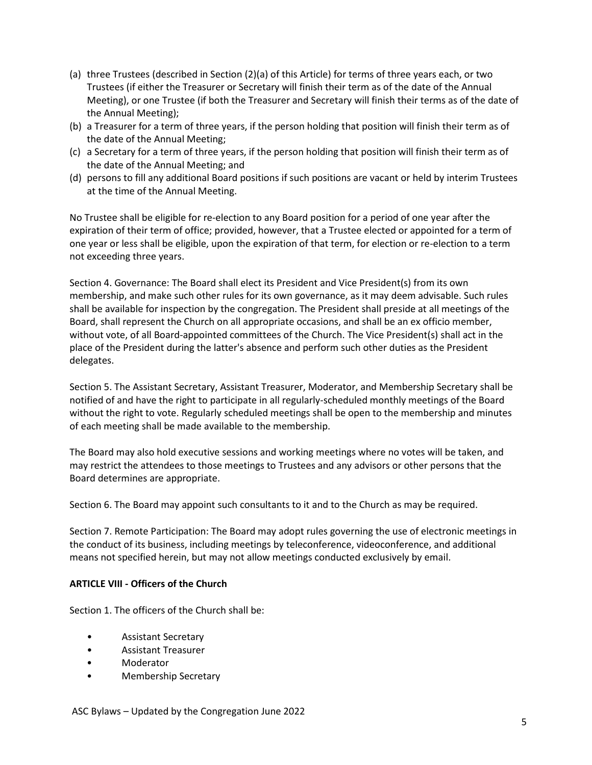(a) three Trustees (described in Section (2)(a) of this Article) for terms of three years each, or two Trustees (if either the Treasurer or Secretary will finish their term as of the date of the Annual Meeting), or one Trustee (if both the Treasurer and Secretary will finish their terms as of the date of the Annual Meeting);

(b) a Treasurer for a term of three years, if the person holding that position will finish their term as of the date of the Annual Meeting;

(c) a Secretary for a term of three years, if the person holding that position will finish their term as of the date of the Annual Meeting; and

(d) persons to fill any additional Board positions if such positions are vacant or held by interim Trustees at the time of the Annual Meeting.

No Trustee shall be eligible for re-election to any Board position for a period of one year after the expiration of their term of office; provided, however, that a Trustee elected or appointed for a term of one year or less shall be eligible, upon the expiration of that term, for election or re-election to a term not exceeding three years.

Section 4. Governance: The Board shall elect its President and Vice President(s) from its own membership, and make such other rules for its own governance, as it may deem advisable. Such rules shall be available for inspection by the congregation. The President shall preside at all meetings of the Board, shall represent the Church on all appropriate occasions, and shall be an ex officio member, without vote, of all Board-appointed committees of the Church. The Vice President(s) shall act in the place of the President during the latter's absence and perform such other duties as the President delegates.

Section 5. The Assistant Secretary, Assistant Treasurer, Moderator, and Membership Secretary shall be notified of and have the right to participate in all regularly-scheduled monthly meetings of the Board without the right to vote. Regularly scheduled meetings shall be open to the membership and minutes of each meeting shall be made available to the membership.

The Board may also hold executive sessions and working meetings where no votes will be taken, and may restrict the attendees to those meetings to Trustees and any advisors or other persons that the Board determines are appropriate.

Section 6. The Board may appoint such consultants to it and to the Church as may be required.

Section 7. Remote Participation: The Board may adopt rules governing the use of electronic meetings in the conduct of its business, including meetings by teleconference, videoconference, and additional means not specified herein, but may not allow meetings conducted exclusively by email.

**ARTICLE VIII - Officers of the Church**

Section 1. The officers of the Church shall be:

- Assistant Secretary
- Assistant Treasurer
- Moderator
- Membership Secretary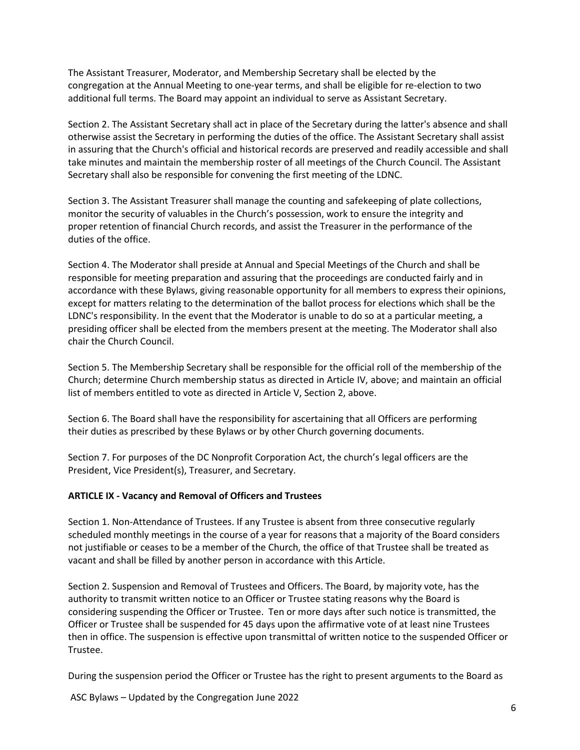The Assistant Treasurer, Moderator, and Membership Secretary shall be elected by the congregation at the Annual Meeting to one-year terms, and shall be eligible for re-election to two additional full terms. The Board may appoint an individual to serve as Assistant Secretary.

Section 2. The Assistant Secretary shall act in place of the Secretary during the latter's absence and shall otherwise assist the Secretary in performing the duties of the office. The Assistant Secretary shall assist in assuring that the Church's official and historical records are preserved and readily accessible and shall take minutes and maintain the membership roster of all meetings of the Church Council. The Assistant Secretary shall also be responsible for convening the first meeting of the LDNC.

Section 3. The Assistant Treasurer shall manage the counting and safekeeping of plate collections, monitor the security of valuables in the Church's possession, work to ensure the integrity and proper retention of financial Church records, and assist the Treasurer in the performance of the duties of the office.

Section 4. The Moderator shall preside at Annual and Special Meetings of the Church and shall be responsible for meeting preparation and assuring that the proceedings are conducted fairly and in accordance with these Bylaws, giving reasonable opportunity for all members to express their opinions, except for matters relating to the determination of the ballot process for elections which shall be the LDNC's responsibility. In the event that the Moderator is unable to do so at a particular meeting, a presiding officer shall be elected from the members present at the meeting. The Moderator shall also chair the Church Council.

Section 5. The Membership Secretary shall be responsible for the official roll of the membership of the Church; determine Church membership status as directed in Article IV, above; and maintain an official list of members entitled to vote as directed in Article V, Section 2, above.

Section 6. The Board shall have the responsibility for ascertaining that all Officers are performing their duties as prescribed by these Bylaws or by other Church governing documents.

Section 7. For purposes of the DC Nonprofit Corporation Act, the church's legal officers are the President, Vice President(s), Treasurer, and Secretary.

**ARTICLE IX - Vacancy and Removal of Officers and Trustees**

Section 1. Non-Attendance of Trustees. If any Trustee is absent from three consecutive regularly scheduled monthly meetings in the course of a year for reasons that a majority of the Board considers not justifiable or ceases to be a member of the Church, the office of that Trustee shall be treated as vacant and shall be filled by another person in accordance with this Article.

Section 2. Suspension and Removal of Trustees and Officers. The Board, by majority vote, has the authority to transmit written notice to an Officer or Trustee stating reasons why the Board is considering suspending the Officer or Trustee. Ten or more days after such notice is transmitted, the Officer or Trustee shall be suspended for 45 days upon the affirmative vote of at least nine Trustees then in office. The suspension is effective upon transmittal of written notice to the suspended Officer or Trustee.

During the suspension period the Officer or Trustee has the right to present arguments to the Board as

ASC Bylaws – Updated by the Congregation June 2022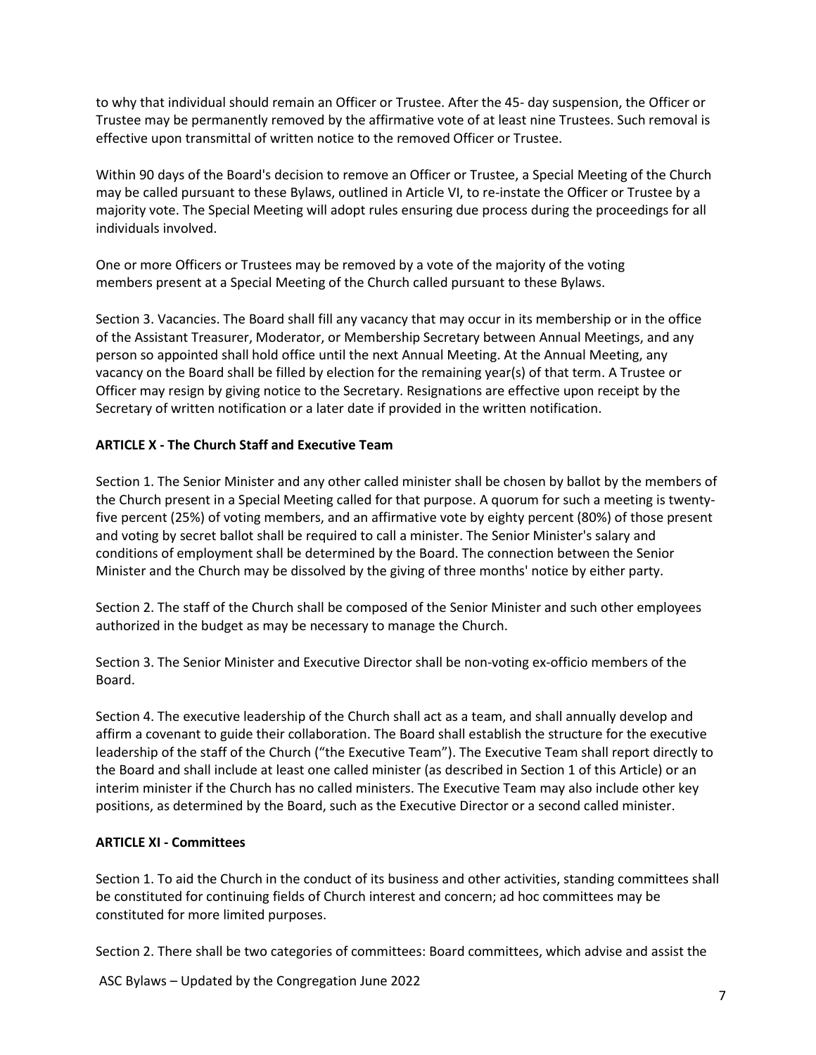to why that individual should remain an Officer or Trustee. After the 45- day suspension, the Officer or Trustee may be permanently removed by the affirmative vote of at least nine Trustees. Such removal is effective upon transmittal of written notice to the removed Officer or Trustee.

Within 90 days of the Board's decision to remove an Officer or Trustee, a Special Meeting of the Church may be called pursuant to these Bylaws, outlined in Article VI, to re-instate the Officer or Trustee by a majority vote. The Special Meeting will adopt rules ensuring due process during the proceedings for all individuals involved.

One or more Officers or Trustees may be removed by a vote of the majority of the voting members present at a Special Meeting of the Church called pursuant to these Bylaws.

Section 3. Vacancies. The Board shall fill any vacancy that may occur in its membership or in the office of the Assistant Treasurer, Moderator, or Membership Secretary between Annual Meetings, and any person so appointed shall hold office until the next Annual Meeting. At the Annual Meeting, any vacancy on the Board shall be filled by election for the remaining year(s) of that term. A Trustee or Officer may resign by giving notice to the Secretary. Resignations are effective upon receipt by the Secretary of written notification or a later date if provided in the written notification.

**ARTICLE X - The Church Staff and Executive Team**

Section 1. The Senior Minister and any other called minister shall be chosen by ballot by the members of the Church present in a Special Meeting called for that purpose. A quorum for such a meeting is twenty-five percent (25%) of voting members, and an affirmative vote by eighty percent (80%) of those present and voting by secret ballot shall be required to call a minister. The Senior Minister's salary and conditions of employment shall be determined by the Board. The connection between the Senior Minister and the Church may be dissolved by the giving of three months' notice by either party.

Section 2. The staff of the Church shall be composed of the Senior Minister and such other employees authorized in the budget as may be necessary to manage the Church.

Section 3. The Senior Minister and Executive Director shall be non-voting ex-officio members of the Board.

Section 4. The executive leadership of the Church shall act as a team, and shall annually develop and affirm a covenant to guide their collaboration. The Board shall establish the structure for the executive leadership of the staff of the Church ("the Executive Team"). The Executive Team shall report directly to the Board and shall include at least one called minister (as described in Section 1 of this Article) or an interim minister if the Church has no called ministers. The Executive Team may also include other key positions, as determined by the Board, such as the Executive Director or a second called minister.

**ARTICLE XI - Committees**

Section 1. To aid the Church in the conduct of its business and other activities, standing committees shall be constituted for continuing fields of Church interest and concern; ad hoc committees may be constituted for more limited purposes.

Section 2. There shall be two categories of committees: Board committees, which advise and assist the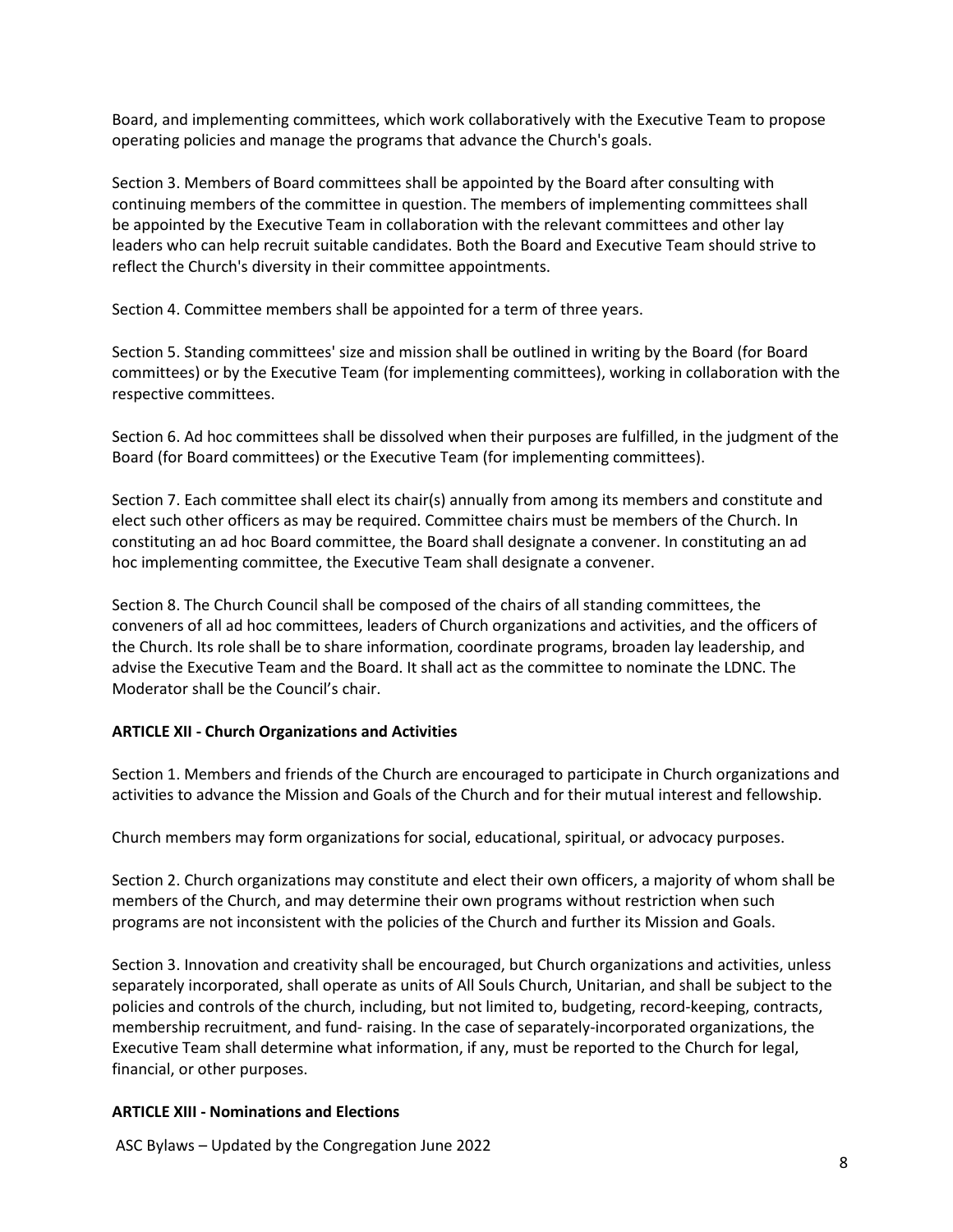Board, and implementing committees, which work collaboratively with the Executive Team to propose operating policies and manage the programs that advance the Church's goals.

Section 3. Members of Board committees shall be appointed by the Board after consulting with continuing members of the committee in question. The members of implementing committees shall be appointed by the Executive Team in collaboration with the relevant committees and other lay leaders who can help recruit suitable candidates. Both the Board and Executive Team should strive to reflect the Church's diversity in their committee appointments.

Section 4. Committee members shall be appointed for a term of three years.

Section 5. Standing committees' size and mission shall be outlined in writing by the Board (for Board committees) or by the Executive Team (for implementing committees), working in collaboration with the respective committees.

Section 6. Ad hoc committees shall be dissolved when their purposes are fulfilled, in the judgment of the Board (for Board committees) or the Executive Team (for implementing committees).

Section 7. Each committee shall elect its chair(s) annually from among its members and constitute and elect such other officers as may be required. Committee chairs must be members of the Church. In constituting an ad hoc Board committee, the Board shall designate a convener. In constituting an ad hoc implementing committee, the Executive Team shall designate a convener.

Section 8. The Church Council shall be composed of the chairs of all standing committees, the conveners of all ad hoc committees, leaders of Church organizations and activities, and the officers of the Church. Its role shall be to share information, coordinate programs, broaden lay leadership, and advise the Executive Team and the Board. It shall act as the committee to nominate the LDNC. The Moderator shall be the Council's chair.

**ARTICLE XII - Church Organizations and Activities**

Section 1. Members and friends of the Church are encouraged to participate in Church organizations and activities to advance the Mission and Goals of the Church and for their mutual interest and fellowship.

Church members may form organizations for social, educational, spiritual, or advocacy purposes.

Section 2. Church organizations may constitute and elect their own officers, a majority of whom shall be members of the Church, and may determine their own programs without restriction when such programs are not inconsistent with the policies of the Church and further its Mission and Goals.

Section 3. Innovation and creativity shall be encouraged, but Church organizations and activities, unless separately incorporated, shall operate as units of All Souls Church, Unitarian, and shall be subject to the policies and controls of the church, including, but not limited to, budgeting, record-keeping, contracts, membership recruitment, and fund- raising. In the case of separately-incorporated organizations, the Executive Team shall determine what information, if any, must be reported to the Church for legal, financial, or other purposes.

**ARTICLE XIII - Nominations and Elections**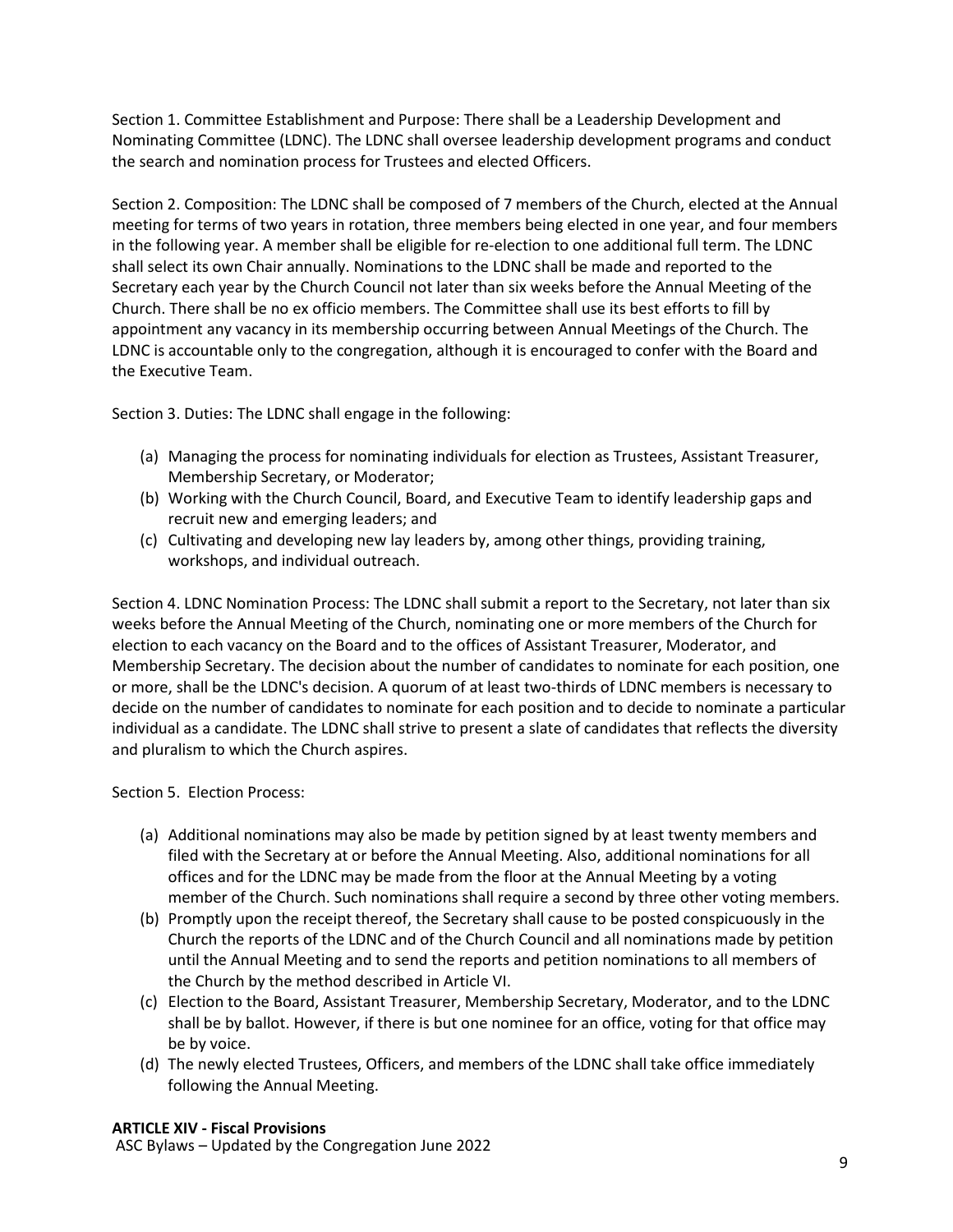Section 1. Committee Establishment and Purpose: There shall be a Leadership Development and Nominating Committee (LDNC). The LDNC shall oversee leadership development programs and conduct the search and nomination process for Trustees and elected Officers.

Section 2. Composition: The LDNC shall be composed of 7 members of the Church, elected at the Annual meeting for terms of two years in rotation, three members being elected in one year, and four members in the following year. A member shall be eligible for re-election to one additional full term. The LDNC shall select its own Chair annually. Nominations to the LDNC shall be made and reported to the Secretary each year by the Church Council not later than six weeks before the Annual Meeting of the Church. There shall be no ex officio members. The Committee shall use its best efforts to fill by appointment any vacancy in its membership occurring between Annual Meetings of the Church. The LDNC is accountable only to the congregation, although it is encouraged to confer with the Board and the Executive Team.

Section 3. Duties: The LDNC shall engage in the following:

(a) Managing the process for nominating individuals for election as Trustees, Assistant Treasurer, Membership Secretary, or Moderator;
(b) Working with the Church Council, Board, and Executive Team to identify leadership gaps and recruit new and emerging leaders; and
(c) Cultivating and developing new lay leaders by, among other things, providing training, workshops, and individual outreach.

Section 4. LDNC Nomination Process: The LDNC shall submit a report to the Secretary, not later than six weeks before the Annual Meeting of the Church, nominating one or more members of the Church for election to each vacancy on the Board and to the offices of Assistant Treasurer, Moderator, and Membership Secretary. The decision about the number of candidates to nominate for each position, one or more, shall be the LDNC's decision. A quorum of at least two-thirds of LDNC members is necessary to decide on the number of candidates to nominate for each position and to decide to nominate a particular individual as a candidate. The LDNC shall strive to present a slate of candidates that reflects the diversity and pluralism to which the Church aspires.

Section 5. Election Process:

(a) Additional nominations may also be made by petition signed by at least twenty members and filed with the Secretary at or before the Annual Meeting. Also, additional nominations for all offices and for the LDNC may be made from the floor at the Annual Meeting by a voting member of the Church. Such nominations shall require a second by three other voting members.
(b) Promptly upon the receipt thereof, the Secretary shall cause to be posted conspicuously in the Church the reports of the LDNC and of the Church Council and all nominations made by petition until the Annual Meeting and to send the reports and petition nominations to all members of the Church by the method described in Article VI.
(c) Election to the Board, Assistant Treasurer, Membership Secretary, Moderator, and to the LDNC shall be by ballot. However, if there is but one nominee for an office, voting for that office may be by voice.
(d) The newly elected Trustees, Officers, and members of the LDNC shall take office immediately following the Annual Meeting.

**ARTICLE XIV - Fiscal Provisions**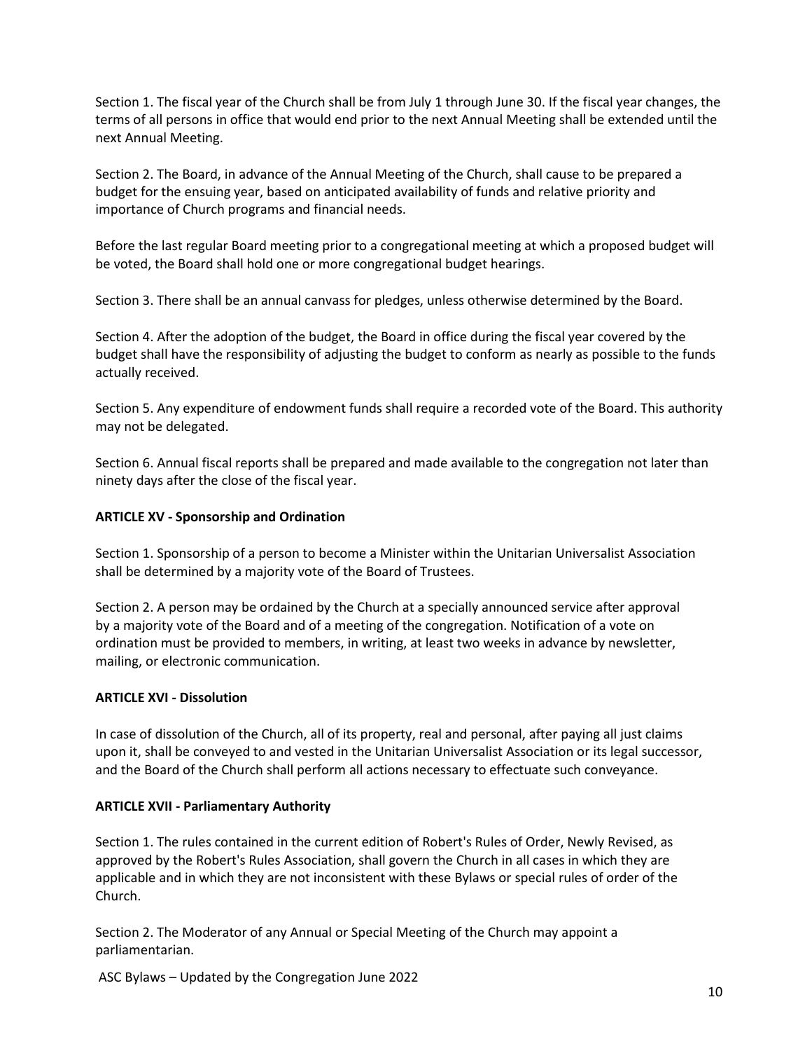Section 1. The fiscal year of the Church shall be from July 1 through June 30. If the fiscal year changes, the terms of all persons in office that would end prior to the next Annual Meeting shall be extended until the next Annual Meeting.

Section 2. The Board, in advance of the Annual Meeting of the Church, shall cause to be prepared a budget for the ensuing year, based on anticipated availability of funds and relative priority and importance of Church programs and financial needs.

Before the last regular Board meeting prior to a congregational meeting at which a proposed budget will be voted, the Board shall hold one or more congregational budget hearings.

Section 3. There shall be an annual canvass for pledges, unless otherwise determined by the Board.

Section 4. After the adoption of the budget, the Board in office during the fiscal year covered by the budget shall have the responsibility of adjusting the budget to conform as nearly as possible to the funds actually received.

Section 5. Any expenditure of endowment funds shall require a recorded vote of the Board. This authority may not be delegated.

Section 6. Annual fiscal reports shall be prepared and made available to the congregation not later than ninety days after the close of the fiscal year.

**ARTICLE XV - Sponsorship and Ordination**

Section 1. Sponsorship of a person to become a Minister within the Unitarian Universalist Association shall be determined by a majority vote of the Board of Trustees.

Section 2. A person may be ordained by the Church at a specially announced service after approval by a majority vote of the Board and of a meeting of the congregation. Notification of a vote on ordination must be provided to members, in writing, at least two weeks in advance by newsletter, mailing, or electronic communication.

**ARTICLE XVI - Dissolution**

In case of dissolution of the Church, all of its property, real and personal, after paying all just claims upon it, shall be conveyed to and vested in the Unitarian Universalist Association or its legal successor, and the Board of the Church shall perform all actions necessary to effectuate such conveyance.

**ARTICLE XVII - Parliamentary Authority**

Section 1. The rules contained in the current edition of Robert's Rules of Order, Newly Revised, as approved by the Robert's Rules Association, shall govern the Church in all cases in which they are applicable and in which they are not inconsistent with these Bylaws or special rules of order of the Church.

Section 2. The Moderator of any Annual or Special Meeting of the Church may appoint a parliamentarian.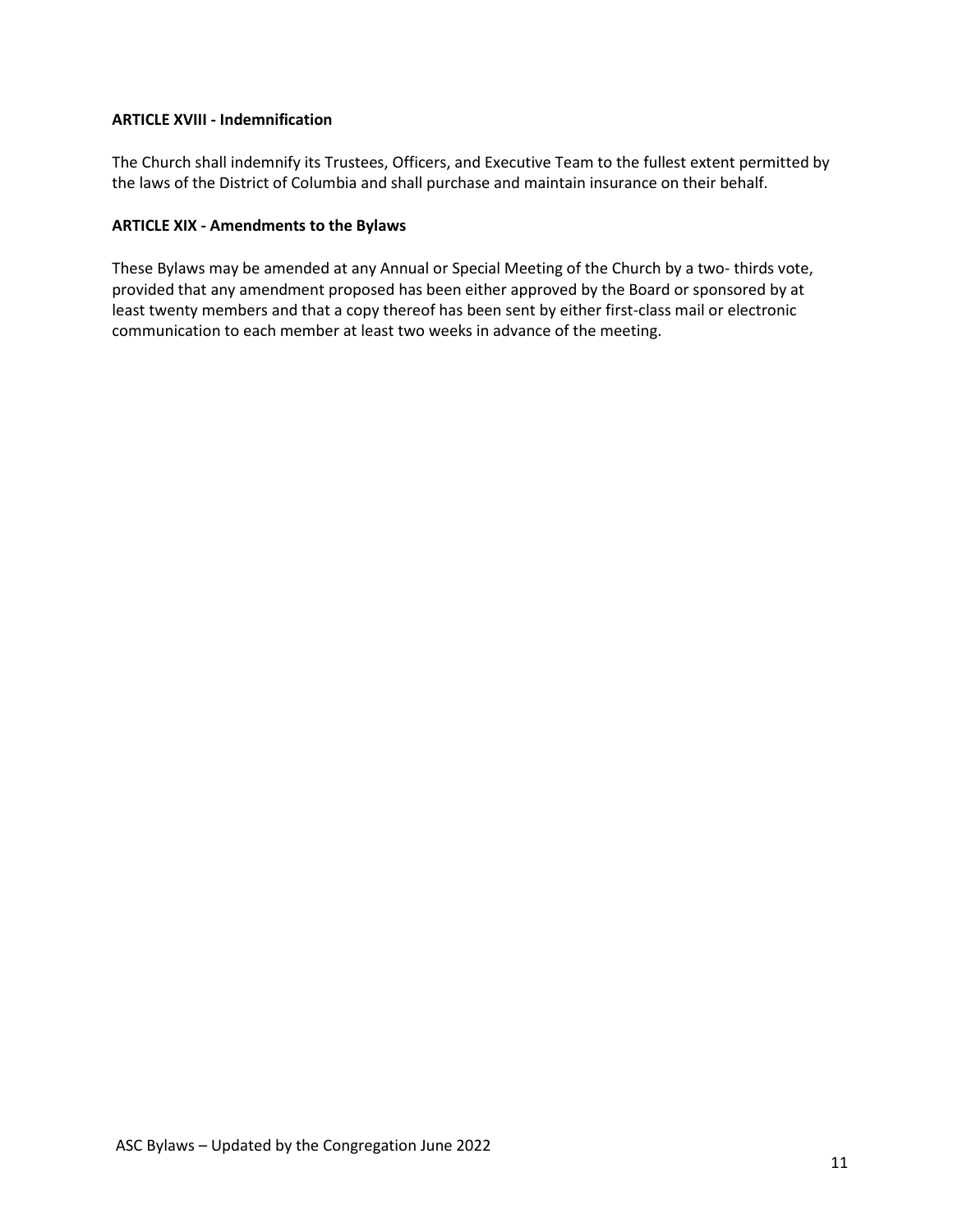**ARTICLE XVIII - Indemnification**

The Church shall indemnify its Trustees, Officers, and Executive Team to the fullest extent permitted by the laws of the District of Columbia and shall purchase and maintain insurance on their behalf.

**ARTICLE XIX - Amendments to the Bylaws**

These Bylaws may be amended at any Annual or Special Meeting of the Church by a two- thirds vote, provided that any amendment proposed has been either approved by the Board or sponsored by at least twenty members and that a copy thereof has been sent by either first-class mail or electronic communication to each member at least two weeks in advance of the meeting.